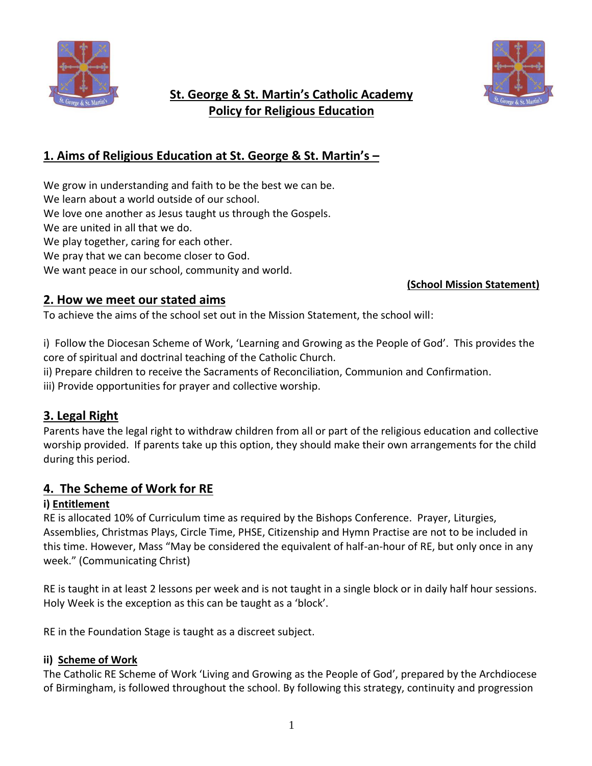# St. George & St. Martin's Catholic Academy
# Policy for Religious Education

## 1. Aims of Religious Education at St. George & St. Martin's –

We grow in understanding and faith to be the best we can be.
We learn about a world outside of our school.
We love one another as Jesus taught us through the Gospels.
We are united in all that we do.
We play together, caring for each other.
We pray that we can become closer to God.
We want peace in our school, community and world.

**(School Mission Statement)**

## 2. How we meet our stated aims

To achieve the aims of the school set out in the Mission Statement, the school will:

i) Follow the Diocesan Scheme of Work, 'Learning and Growing as the People of God'. This provides the core of spiritual and doctrinal teaching of the Catholic Church.
ii) Prepare children to receive the Sacraments of Reconciliation, Communion and Confirmation.
iii) Provide opportunities for prayer and collective worship.

## 3. Legal Right

Parents have the legal right to withdraw children from all or part of the religious education and collective worship provided. If parents take up this option, they should make their own arrangements for the child during this period.

## 4. The Scheme of Work for RE

### i) Entitlement

RE is allocated 10% of Curriculum time as required by the Bishops Conference. Prayer, Liturgies, Assemblies, Christmas Plays, Circle Time, PHSE, Citizenship and Hymn Practise are not to be included in this time. However, Mass "May be considered the equivalent of half-an-hour of RE, but only once in any week." (Communicating Christ)

RE is taught in at least 2 lessons per week and is not taught in a single block or in daily half hour sessions. Holy Week is the exception as this can be taught as a 'block'.

RE in the Foundation Stage is taught as a discreet subject.

### ii) Scheme of Work

The Catholic RE Scheme of Work 'Living and Growing as the People of God', prepared by the Archdiocese of Birmingham, is followed throughout the school. By following this strategy, continuity and progression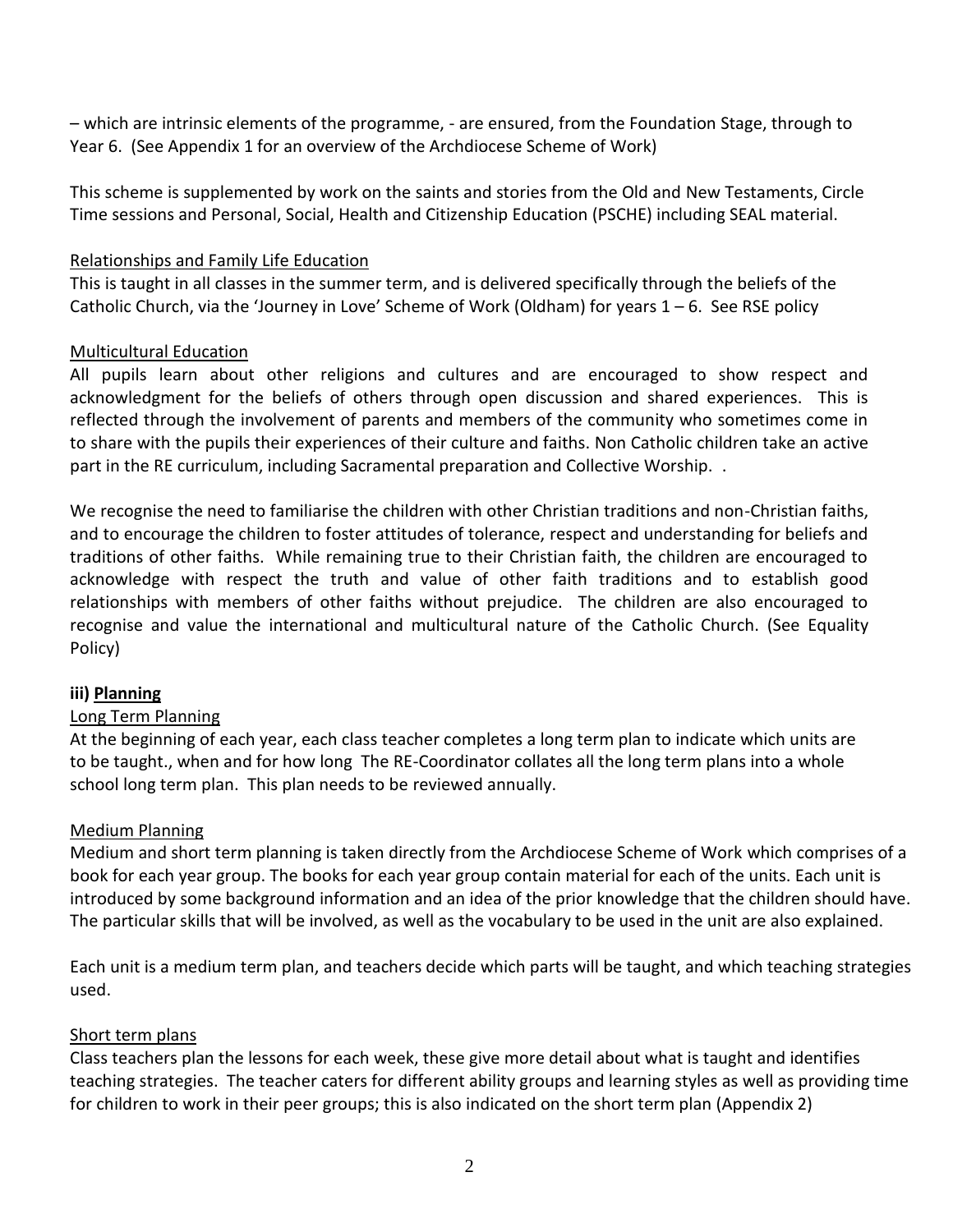– which are intrinsic elements of the programme, - are ensured, from the Foundation Stage, through to Year 6. (See Appendix 1 for an overview of the Archdiocese Scheme of Work)

This scheme is supplemented by work on the saints and stories from the Old and New Testaments, Circle Time sessions and Personal, Social, Health and Citizenship Education (PSCHE) including SEAL material.

<u>Relationships and Family Life Education</u>

This is taught in all classes in the summer term, and is delivered specifically through the beliefs of the Catholic Church, via the 'Journey in Love' Scheme of Work (Oldham) for years 1 – 6. See RSE policy

<u>Multicultural Education</u>

All pupils learn about other religions and cultures and are encouraged to show respect and acknowledgment for the beliefs of others through open discussion and shared experiences. This is reflected through the involvement of parents and members of the community who sometimes come in to share with the pupils their experiences of their culture and faiths. Non Catholic children take an active part in the RE curriculum, including Sacramental preparation and Collective Worship. .

We recognise the need to familiarise the children with other Christian traditions and non-Christian faiths, and to encourage the children to foster attitudes of tolerance, respect and understanding for beliefs and traditions of other faiths. While remaining true to their Christian faith, the children are encouraged to acknowledge with respect the truth and value of other faith traditions and to establish good relationships with members of other faiths without prejudice. The children are also encouraged to recognise and value the international and multicultural nature of the Catholic Church. (See Equality Policy)

### iii) <u>Planning</u>

<u>Long Term Planning</u>

At the beginning of each year, each class teacher completes a long term plan to indicate which units are to be taught., when and for how long The RE-Coordinator collates all the long term plans into a whole school long term plan. This plan needs to be reviewed annually.

<u>Medium Planning</u>

Medium and short term planning is taken directly from the Archdiocese Scheme of Work which comprises of a book for each year group. The books for each year group contain material for each of the units. Each unit is introduced by some background information and an idea of the prior knowledge that the children should have. The particular skills that will be involved, as well as the vocabulary to be used in the unit are also explained.

Each unit is a medium term plan, and teachers decide which parts will be taught, and which teaching strategies used.

<u>Short term plans</u>

Class teachers plan the lessons for each week, these give more detail about what is taught and identifies teaching strategies. The teacher caters for different ability groups and learning styles as well as providing time for children to work in their peer groups; this is also indicated on the short term plan (Appendix 2)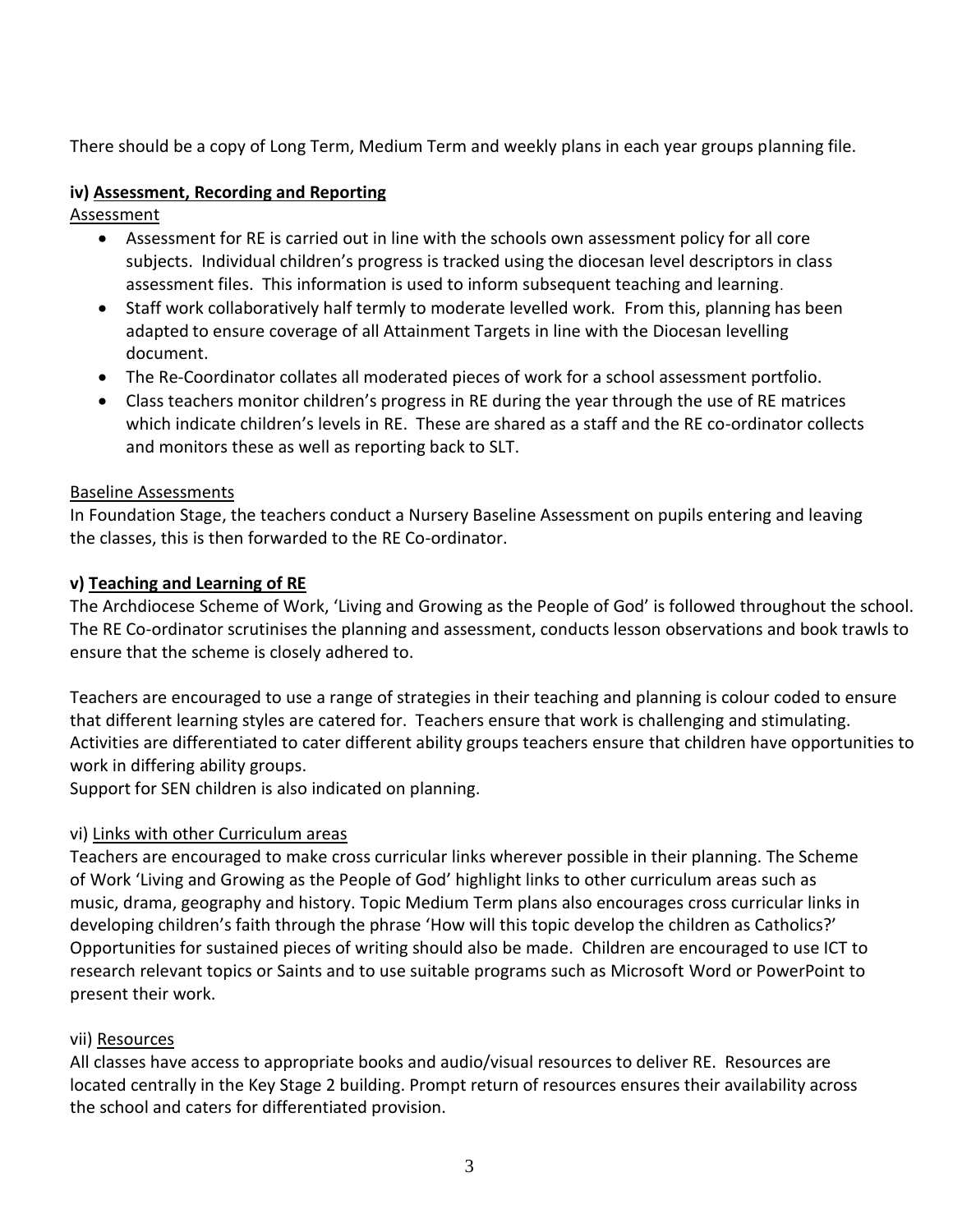There should be a copy of Long Term, Medium Term and weekly plans in each year groups planning file.

### iv) Assessment, Recording and Reporting

Assessment

- Assessment for RE is carried out in line with the schools own assessment policy for all core subjects. Individual children's progress is tracked using the diocesan level descriptors in class assessment files. This information is used to inform subsequent teaching and learning.
- Staff work collaboratively half termly to moderate levelled work. From this, planning has been adapted to ensure coverage of all Attainment Targets in line with the Diocesan levelling document.
- The Re-Coordinator collates all moderated pieces of work for a school assessment portfolio.
- Class teachers monitor children's progress in RE during the year through the use of RE matrices which indicate children's levels in RE. These are shared as a staff and the RE co-ordinator collects and monitors these as well as reporting back to SLT.

Baseline Assessments

In Foundation Stage, the teachers conduct a Nursery Baseline Assessment on pupils entering and leaving the classes, this is then forwarded to the RE Co-ordinator.

### v) Teaching and Learning of RE

The Archdiocese Scheme of Work, 'Living and Growing as the People of God' is followed throughout the school. The RE Co-ordinator scrutinises the planning and assessment, conducts lesson observations and book trawls to ensure that the scheme is closely adhered to.

Teachers are encouraged to use a range of strategies in their teaching and planning is colour coded to ensure that different learning styles are catered for. Teachers ensure that work is challenging and stimulating. Activities are differentiated to cater different ability groups teachers ensure that children have opportunities to work in differing ability groups.

Support for SEN children is also indicated on planning.

### vi) Links with other Curriculum areas

Teachers are encouraged to make cross curricular links wherever possible in their planning. The Scheme of Work 'Living and Growing as the People of God' highlight links to other curriculum areas such as music, drama, geography and history. Topic Medium Term plans also encourages cross curricular links in developing children's faith through the phrase 'How will this topic develop the children as Catholics?' Opportunities for sustained pieces of writing should also be made. Children are encouraged to use ICT to research relevant topics or Saints and to use suitable programs such as Microsoft Word or PowerPoint to present their work.

### vii) Resources

All classes have access to appropriate books and audio/visual resources to deliver RE. Resources are located centrally in the Key Stage 2 building. Prompt return of resources ensures their availability across the school and caters for differentiated provision.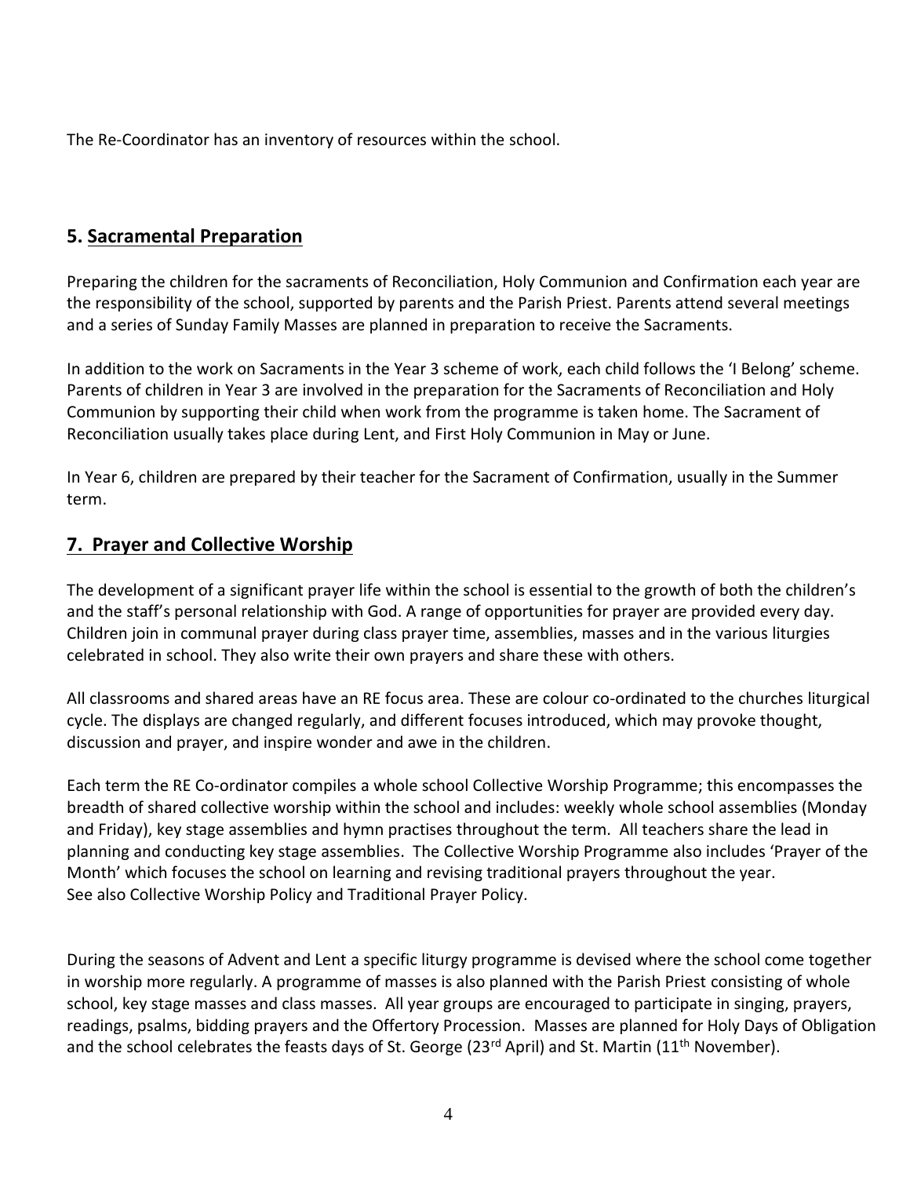The Re-Coordinator has an inventory of resources within the school.

## 5. Sacramental Preparation

Preparing the children for the sacraments of Reconciliation, Holy Communion and Confirmation each year are the responsibility of the school, supported by parents and the Parish Priest. Parents attend several meetings and a series of Sunday Family Masses are planned in preparation to receive the Sacraments.

In addition to the work on Sacraments in the Year 3 scheme of work, each child follows the 'I Belong' scheme. Parents of children in Year 3 are involved in the preparation for the Sacraments of Reconciliation and Holy Communion by supporting their child when work from the programme is taken home. The Sacrament of Reconciliation usually takes place during Lent, and First Holy Communion in May or June.

In Year 6, children are prepared by their teacher for the Sacrament of Confirmation, usually in the Summer term.

## 7. Prayer and Collective Worship

The development of a significant prayer life within the school is essential to the growth of both the children's and the staff's personal relationship with God. A range of opportunities for prayer are provided every day. Children join in communal prayer during class prayer time, assemblies, masses and in the various liturgies celebrated in school. They also write their own prayers and share these with others.

All classrooms and shared areas have an RE focus area. These are colour co-ordinated to the churches liturgical cycle. The displays are changed regularly, and different focuses introduced, which may provoke thought, discussion and prayer, and inspire wonder and awe in the children.

Each term the RE Co-ordinator compiles a whole school Collective Worship Programme; this encompasses the breadth of shared collective worship within the school and includes: weekly whole school assemblies (Monday and Friday), key stage assemblies and hymn practises throughout the term. All teachers share the lead in planning and conducting key stage assemblies. The Collective Worship Programme also includes 'Prayer of the Month' which focuses the school on learning and revising traditional prayers throughout the year.
See also Collective Worship Policy and Traditional Prayer Policy.

During the seasons of Advent and Lent a specific liturgy programme is devised where the school come together in worship more regularly. A programme of masses is also planned with the Parish Priest consisting of whole school, key stage masses and class masses. All year groups are encouraged to participate in singing, prayers, readings, psalms, bidding prayers and the Offertory Procession. Masses are planned for Holy Days of Obligation and the school celebrates the feasts days of St. George (23rd April) and St. Martin (11th November).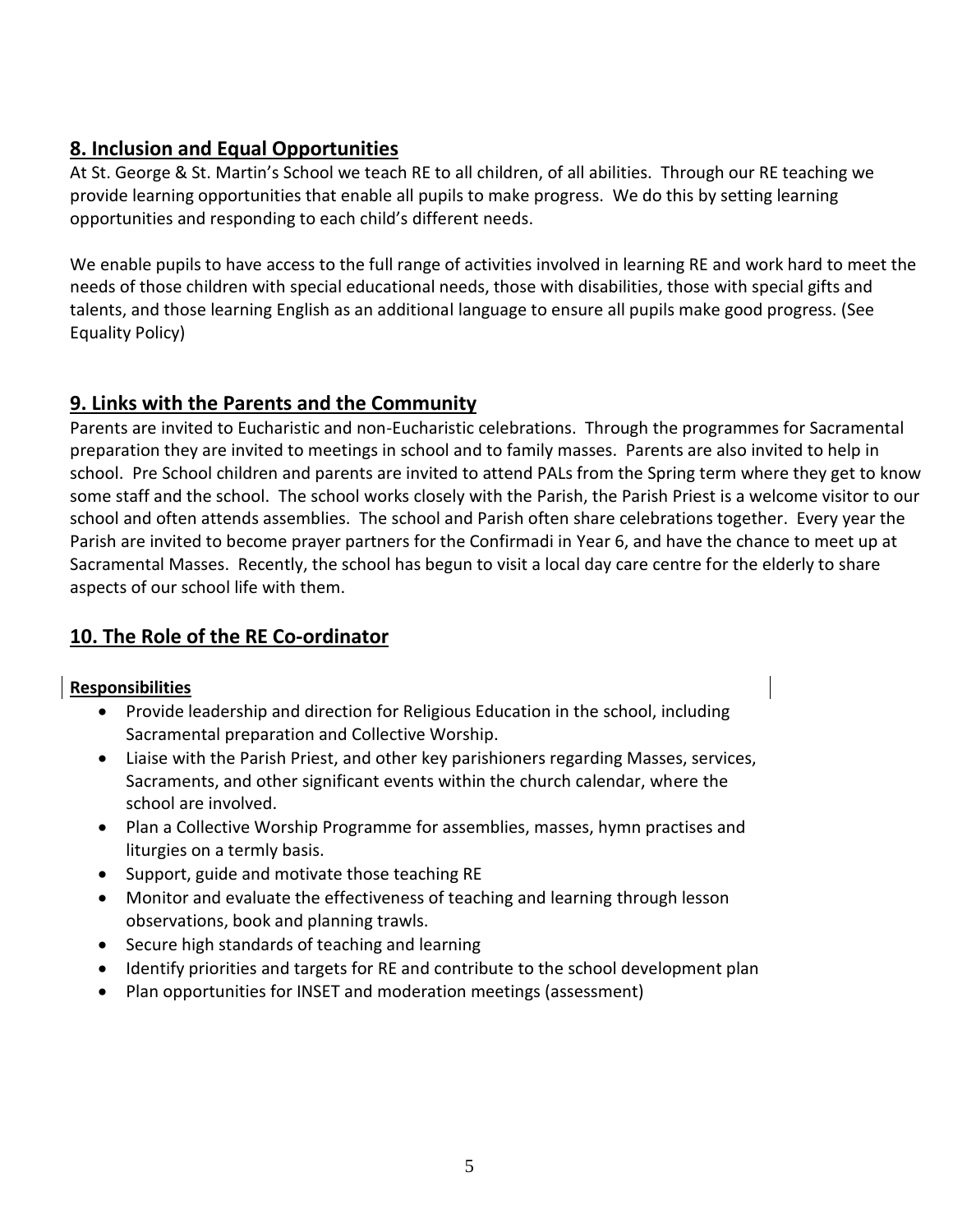## 8. Inclusion and Equal Opportunities

At St. George & St. Martin's School we teach RE to all children, of all abilities. Through our RE teaching we provide learning opportunities that enable all pupils to make progress. We do this by setting learning opportunities and responding to each child's different needs.

We enable pupils to have access to the full range of activities involved in learning RE and work hard to meet the needs of those children with special educational needs, those with disabilities, those with special gifts and talents, and those learning English as an additional language to ensure all pupils make good progress. (See Equality Policy)

## 9. Links with the Parents and the Community

Parents are invited to Eucharistic and non-Eucharistic celebrations. Through the programmes for Sacramental preparation they are invited to meetings in school and to family masses. Parents are also invited to help in school. Pre School children and parents are invited to attend PALs from the Spring term where they get to know some staff and the school. The school works closely with the Parish, the Parish Priest is a welcome visitor to our school and often attends assemblies. The school and Parish often share celebrations together. Every year the Parish are invited to become prayer partners for the Confirmadi in Year 6, and have the chance to meet up at Sacramental Masses. Recently, the school has begun to visit a local day care centre for the elderly to share aspects of our school life with them.

## 10. The Role of the RE Co-ordinator

**Responsibilities**

- Provide leadership and direction for Religious Education in the school, including Sacramental preparation and Collective Worship.
- Liaise with the Parish Priest, and other key parishioners regarding Masses, services, Sacraments, and other significant events within the church calendar, where the school are involved.
- Plan a Collective Worship Programme for assemblies, masses, hymn practises and liturgies on a termly basis.
- Support, guide and motivate those teaching RE
- Monitor and evaluate the effectiveness of teaching and learning through lesson observations, book and planning trawls.
- Secure high standards of teaching and learning
- Identify priorities and targets for RE and contribute to the school development plan
- Plan opportunities for INSET and moderation meetings (assessment)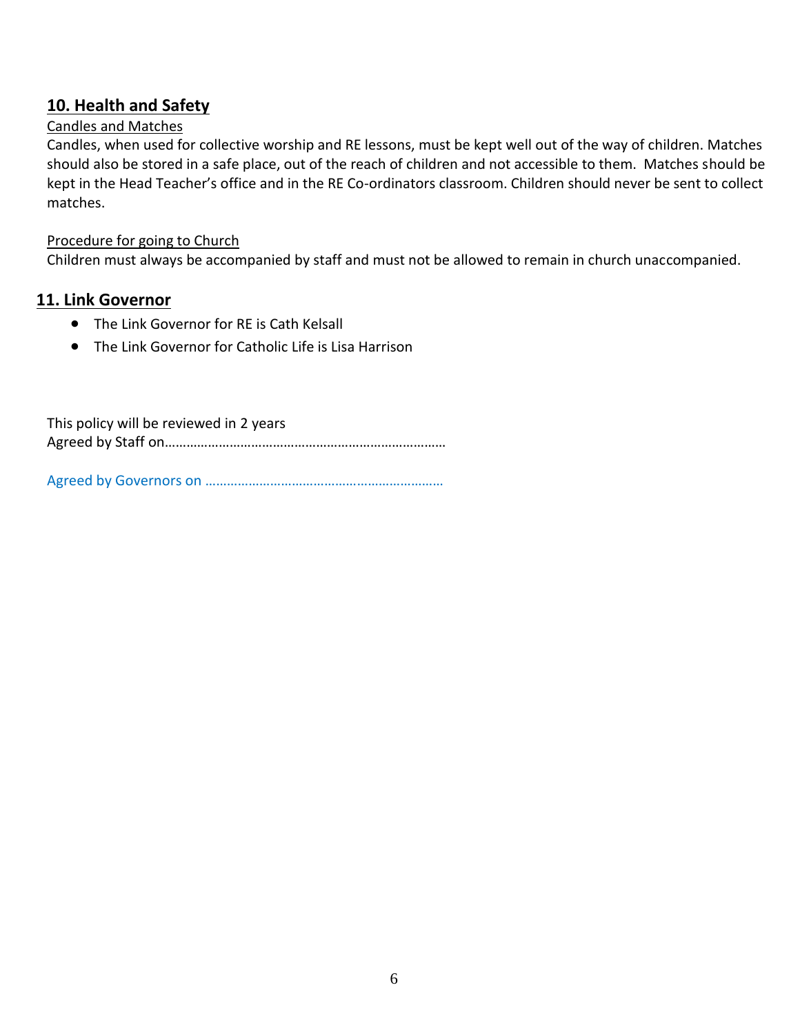## 10. Health and Safety

Candles and Matches

Candles, when used for collective worship and RE lessons, must be kept well out of the way of children. Matches should also be stored in a safe place, out of the reach of children and not accessible to them. Matches should be kept in the Head Teacher's office and in the RE Co-ordinators classroom. Children should never be sent to collect matches.

Procedure for going to Church

Children must always be accompanied by staff and must not be allowed to remain in church unaccompanied.

## 11. Link Governor

- The Link Governor for RE is Cath Kelsall
- The Link Governor for Catholic Life is Lisa Harrison

This policy will be reviewed in 2 years
Agreed by Staff on……………………………………………………………………

Agreed by Governors on …………………………………………………………